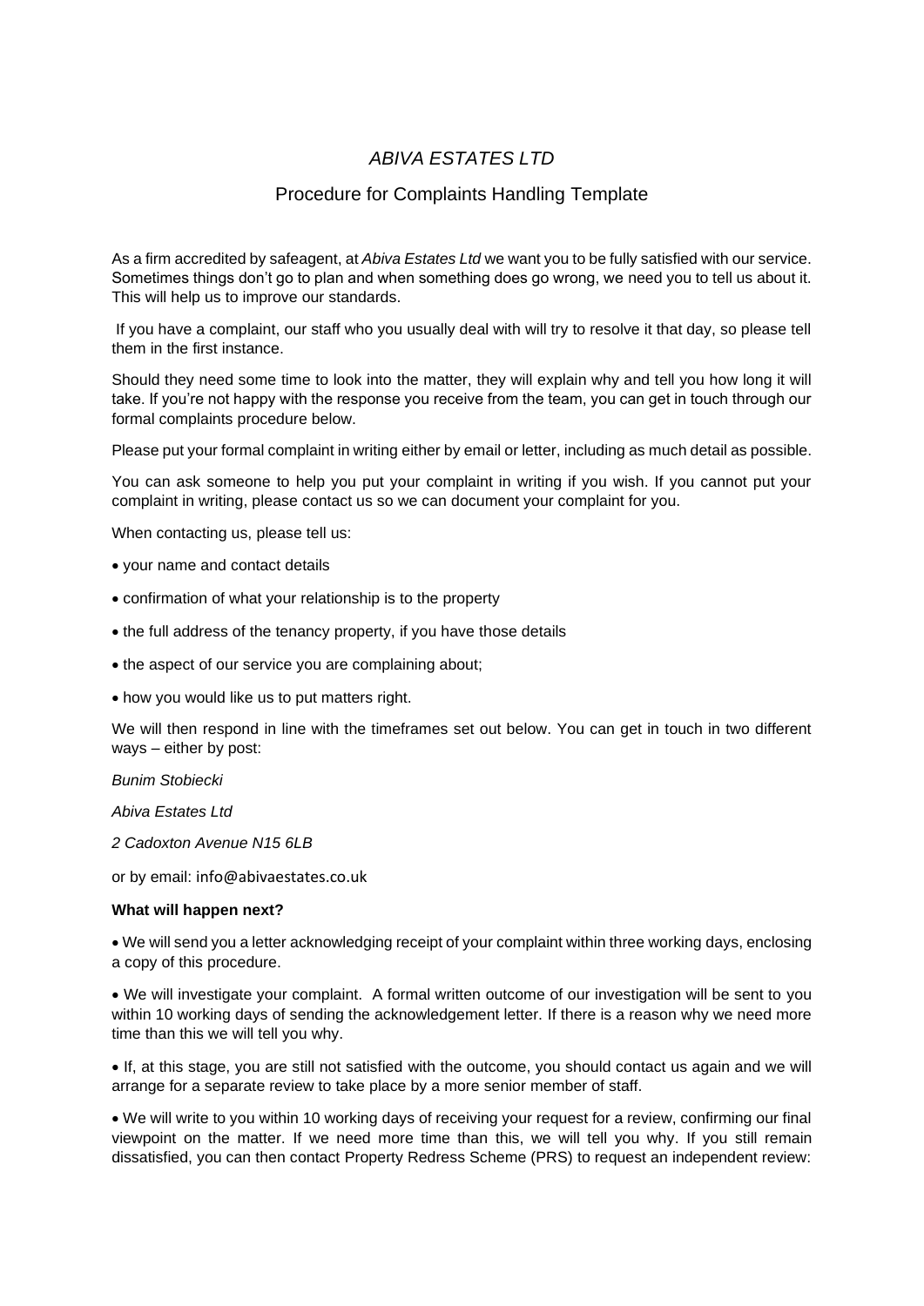# *ABIVA ESTATES LTD*

## Procedure for Complaints Handling Template

As a firm accredited by safeagent, at *Abiva Estates Ltd* we want you to be fully satisfied with our service. Sometimes things don't go to plan and when something does go wrong, we need you to tell us about it. This will help us to improve our standards.

If you have a complaint, our staff who you usually deal with will try to resolve it that day, so please tell them in the first instance.

Should they need some time to look into the matter, they will explain why and tell you how long it will take. If you're not happy with the response you receive from the team, you can get in touch through our formal complaints procedure below.

Please put your formal complaint in writing either by email or letter, including as much detail as possible.

You can ask someone to help you put your complaint in writing if you wish. If you cannot put your complaint in writing, please contact us so we can document your complaint for you.

When contacting us, please tell us:

- your name and contact details
- confirmation of what your relationship is to the property
- the full address of the tenancy property, if you have those details
- the aspect of our service you are complaining about;
- how you would like us to put matters right.

We will then respond in line with the timeframes set out below. You can get in touch in two different ways – either by post:

*Bunim Stobiecki*

*Abiva Estates Ltd*

*2 Cadoxton Avenue N15 6LB*

or by email: info@abivaestates.co.uk

**What will happen next?**

- We will send you a letter acknowledging receipt of your complaint within three working days, enclosing a copy of this procedure.
- We will investigate your complaint. A formal written outcome of our investigation will be sent to you within 10 working days of sending the acknowledgement letter. If there is a reason why we need more time than this we will tell you why.
- If, at this stage, you are still not satisfied with the outcome, you should contact us again and we will arrange for a separate review to take place by a more senior member of staff.
- We will write to you within 10 working days of receiving your request for a review, confirming our final viewpoint on the matter. If we need more time than this, we will tell you why. If you still remain dissatisfied, you can then contact Property Redress Scheme (PRS) to request an independent review: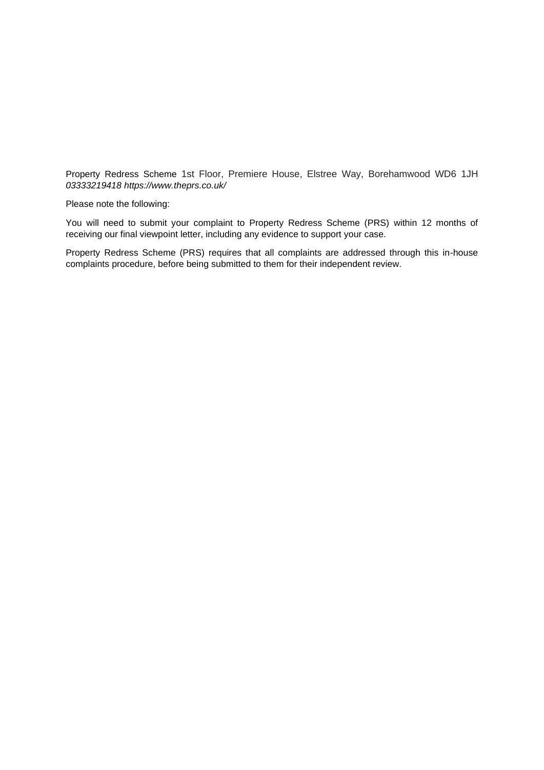Property Redress Scheme 1st Floor, Premiere House, Elstree Way, Borehamwood WD6 1JH *03333219418 https://www.theprs.co.uk/*

Please note the following:

You will need to submit your complaint to Property Redress Scheme (PRS) within 12 months of receiving our final viewpoint letter, including any evidence to support your case.

Property Redress Scheme (PRS) requires that all complaints are addressed through this in-house complaints procedure, before being submitted to them for their independent review.